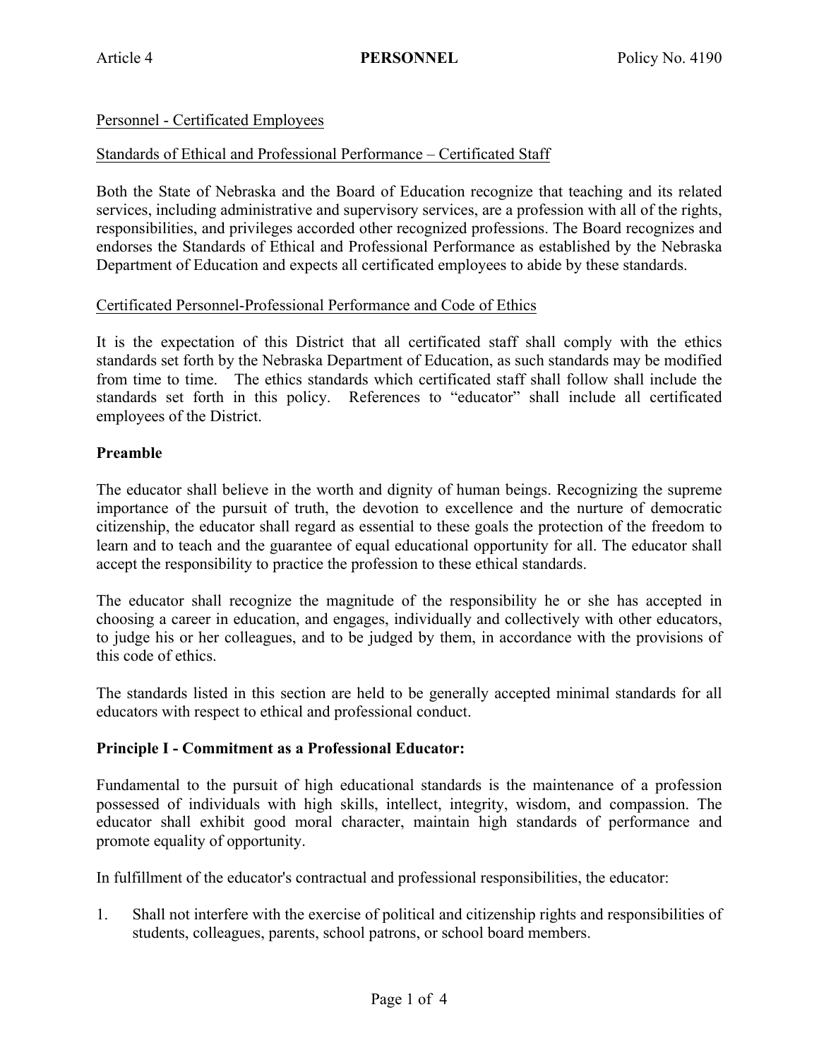Article 4 **PERSONNEL** Policy No. 4190

Personnel - Certificated Employees

Standards of Ethical and Professional Performance – Certificated Staff

Both the State of Nebraska and the Board of Education recognize that teaching and its related services, including administrative and supervisory services, are a profession with all of the rights, responsibilities, and privileges accorded other recognized professions. The Board recognizes and endorses the Standards of Ethical and Professional Performance as established by the Nebraska Department of Education and expects all certificated employees to abide by these standards.

Certificated Personnel-Professional Performance and Code of Ethics

It is the expectation of this District that all certificated staff shall comply with the ethics standards set forth by the Nebraska Department of Education, as such standards may be modified from time to time. The ethics standards which certificated staff shall follow shall include the standards set forth in this policy. References to "educator" shall include all certificated employees of the District.

**Preamble**

The educator shall believe in the worth and dignity of human beings. Recognizing the supreme importance of the pursuit of truth, the devotion to excellence and the nurture of democratic citizenship, the educator shall regard as essential to these goals the protection of the freedom to learn and to teach and the guarantee of equal educational opportunity for all. The educator shall accept the responsibility to practice the profession to these ethical standards.

The educator shall recognize the magnitude of the responsibility he or she has accepted in choosing a career in education, and engages, individually and collectively with other educators, to judge his or her colleagues, and to be judged by them, in accordance with the provisions of this code of ethics.

The standards listed in this section are held to be generally accepted minimal standards for all educators with respect to ethical and professional conduct.

**Principle I - Commitment as a Professional Educator:**

Fundamental to the pursuit of high educational standards is the maintenance of a profession possessed of individuals with high skills, intellect, integrity, wisdom, and compassion. The educator shall exhibit good moral character, maintain high standards of performance and promote equality of opportunity.

In fulfillment of the educator's contractual and professional responsibilities, the educator:

1. Shall not interfere with the exercise of political and citizenship rights and responsibilities of students, colleagues, parents, school patrons, or school board members.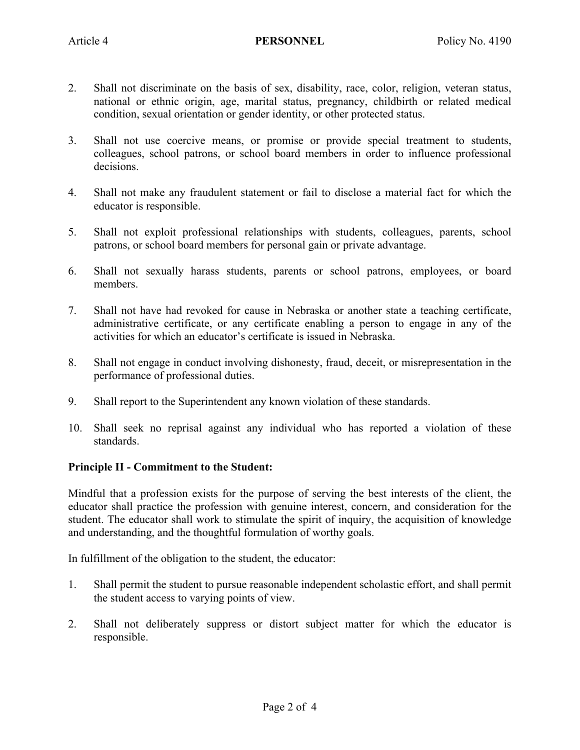2. Shall not discriminate on the basis of sex, disability, race, color, religion, veteran status, national or ethnic origin, age, marital status, pregnancy, childbirth or related medical condition, sexual orientation or gender identity, or other protected status.

3. Shall not use coercive means, or promise or provide special treatment to students, colleagues, school patrons, or school board members in order to influence professional decisions.

4. Shall not make any fraudulent statement or fail to disclose a material fact for which the educator is responsible.

5. Shall not exploit professional relationships with students, colleagues, parents, school patrons, or school board members for personal gain or private advantage.

6. Shall not sexually harass students, parents or school patrons, employees, or board members.

7. Shall not have had revoked for cause in Nebraska or another state a teaching certificate, administrative certificate, or any certificate enabling a person to engage in any of the activities for which an educator's certificate is issued in Nebraska.

8. Shall not engage in conduct involving dishonesty, fraud, deceit, or misrepresentation in the performance of professional duties.

9. Shall report to the Superintendent any known violation of these standards.

10. Shall seek no reprisal against any individual who has reported a violation of these standards.

**Principle II - Commitment to the Student:**

Mindful that a profession exists for the purpose of serving the best interests of the client, the educator shall practice the profession with genuine interest, concern, and consideration for the student. The educator shall work to stimulate the spirit of inquiry, the acquisition of knowledge and understanding, and the thoughtful formulation of worthy goals.

In fulfillment of the obligation to the student, the educator:

1. Shall permit the student to pursue reasonable independent scholastic effort, and shall permit the student access to varying points of view.

2. Shall not deliberately suppress or distort subject matter for which the educator is responsible.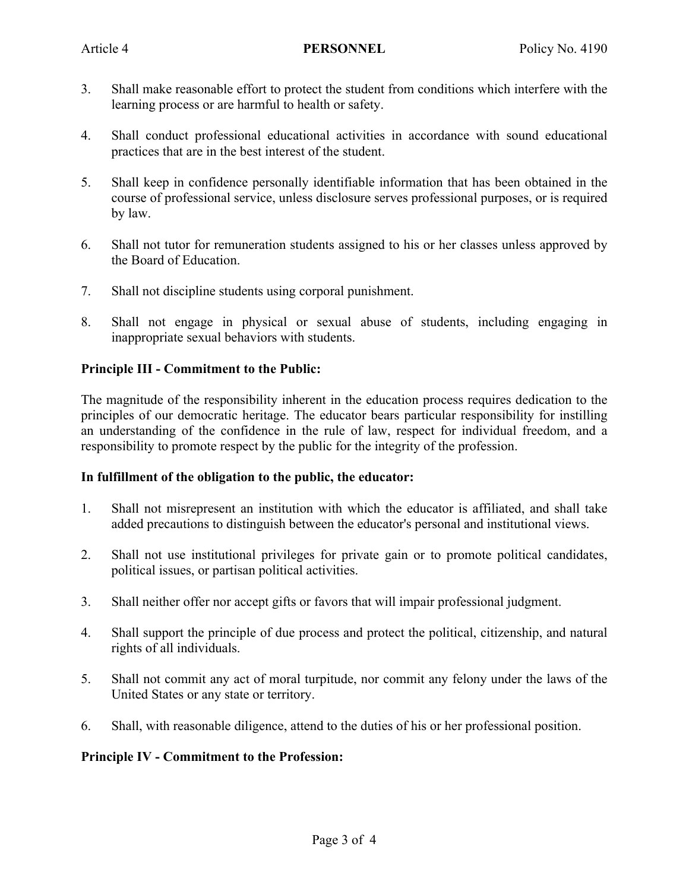3. Shall make reasonable effort to protect the student from conditions which interfere with the learning process or are harmful to health or safety.

4. Shall conduct professional educational activities in accordance with sound educational practices that are in the best interest of the student.

5. Shall keep in confidence personally identifiable information that has been obtained in the course of professional service, unless disclosure serves professional purposes, or is required by law.

6. Shall not tutor for remuneration students assigned to his or her classes unless approved by the Board of Education.

7. Shall not discipline students using corporal punishment.

8. Shall not engage in physical or sexual abuse of students, including engaging in inappropriate sexual behaviors with students.

**Principle III - Commitment to the Public:**

The magnitude of the responsibility inherent in the education process requires dedication to the principles of our democratic heritage. The educator bears particular responsibility for instilling an understanding of the confidence in the rule of law, respect for individual freedom, and a responsibility to promote respect by the public for the integrity of the profession.

**In fulfillment of the obligation to the public, the educator:**

1. Shall not misrepresent an institution with which the educator is affiliated, and shall take added precautions to distinguish between the educator's personal and institutional views.

2. Shall not use institutional privileges for private gain or to promote political candidates, political issues, or partisan political activities.

3. Shall neither offer nor accept gifts or favors that will impair professional judgment.

4. Shall support the principle of due process and protect the political, citizenship, and natural rights of all individuals.

5. Shall not commit any act of moral turpitude, nor commit any felony under the laws of the United States or any state or territory.

6. Shall, with reasonable diligence, attend to the duties of his or her professional position.

**Principle IV - Commitment to the Profession:**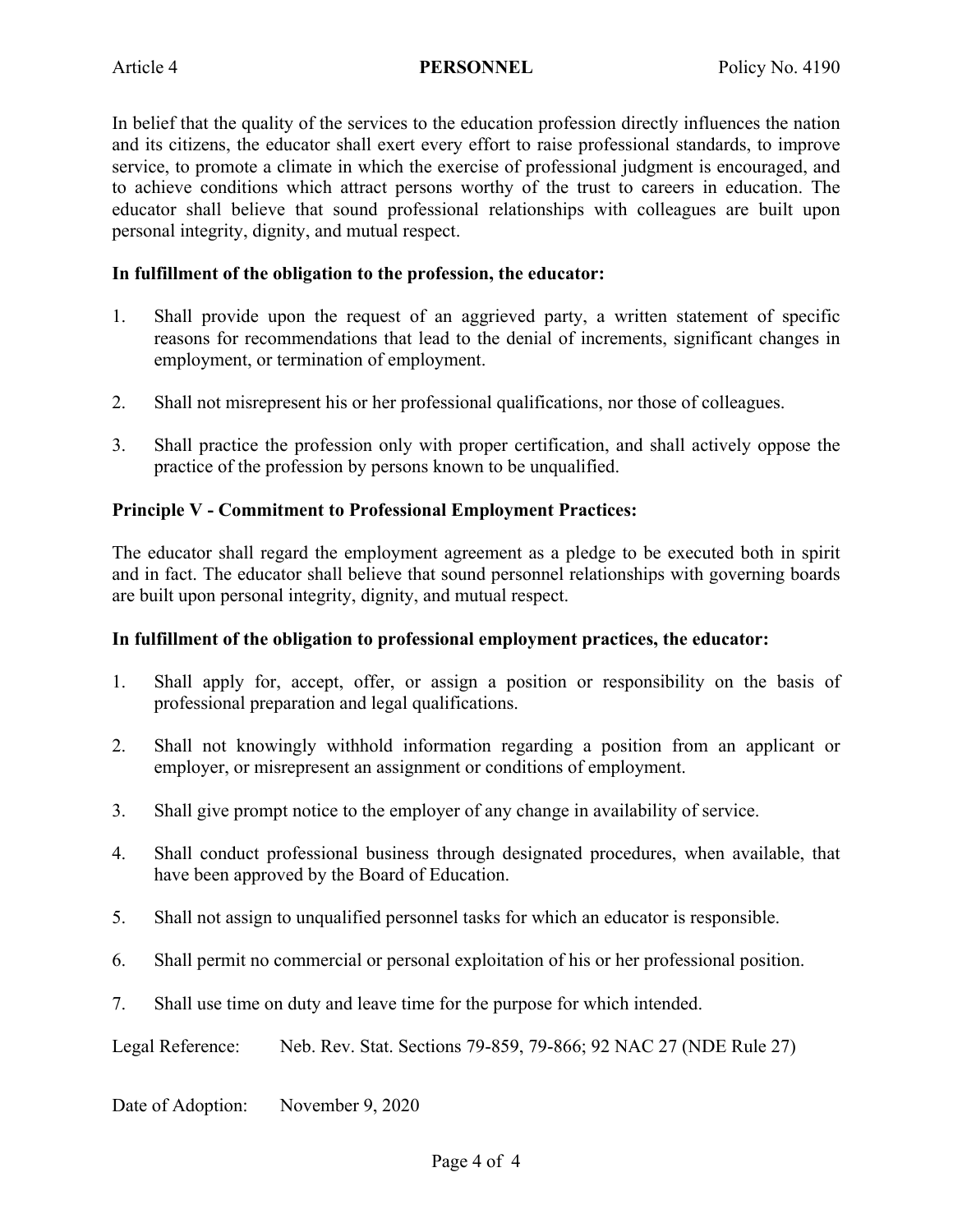In belief that the quality of the services to the education profession directly influences the nation and its citizens, the educator shall exert every effort to raise professional standards, to improve service, to promote a climate in which the exercise of professional judgment is encouraged, and to achieve conditions which attract persons worthy of the trust to careers in education. The educator shall believe that sound professional relationships with colleagues are built upon personal integrity, dignity, and mutual respect.

**In fulfillment of the obligation to the profession, the educator:**

1. Shall provide upon the request of an aggrieved party, a written statement of specific reasons for recommendations that lead to the denial of increments, significant changes in employment, or termination of employment.

2. Shall not misrepresent his or her professional qualifications, nor those of colleagues.

3. Shall practice the profession only with proper certification, and shall actively oppose the practice of the profession by persons known to be unqualified.

**Principle V - Commitment to Professional Employment Practices:**

The educator shall regard the employment agreement as a pledge to be executed both in spirit and in fact. The educator shall believe that sound personnel relationships with governing boards are built upon personal integrity, dignity, and mutual respect.

**In fulfillment of the obligation to professional employment practices, the educator:**

1. Shall apply for, accept, offer, or assign a position or responsibility on the basis of professional preparation and legal qualifications.

2. Shall not knowingly withhold information regarding a position from an applicant or employer, or misrepresent an assignment or conditions of employment.

3. Shall give prompt notice to the employer of any change in availability of service.

4. Shall conduct professional business through designated procedures, when available, that have been approved by the Board of Education.

5. Shall not assign to unqualified personnel tasks for which an educator is responsible.

6. Shall permit no commercial or personal exploitation of his or her professional position.

7. Shall use time on duty and leave time for the purpose for which intended.

Legal Reference: Neb. Rev. Stat. Sections 79-859, 79-866; 92 NAC 27 (NDE Rule 27)

Date of Adoption: November 9, 2020